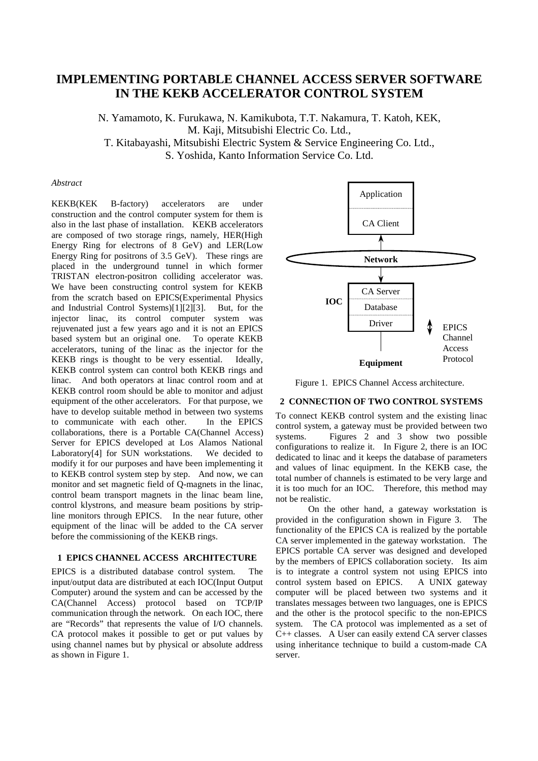# IMPLEMENTING PORTABLE CHANNEL ACCESS SERVER SOFTWARE IN THE KEKB ACCELERATOR CONTROL SYSTEM

N. Yamamoto, K. Furukawa, N. Kamikubota, T.T. Nakamura, T. Katoh, KEK, M. Kaji, Mitsubishi Electric Co. Ltd., T. Kitabayashi, Mitsubishi Electric System & Service Engineering Co. Ltd., S. Yoshida, Kanto Information Service Co. Ltd.

*Abstract*

KEKB(KEK B-factory) accelerators are under construction and the control computer system for them is also in the last phase of installation. KEKB accelerators are composed of two storage rings, namely, HER(High Energy Ring for electrons of 8 GeV) and LER(Low Energy Ring for positrons of 3.5 GeV). These rings are placed in the underground tunnel in which former TRISTAN electron-positron colliding accelerator was. We have been constructing control system for KEKB from the scratch based on EPICS(Experimental Physics and Industrial Control Systems)[1][2][3]. But, for the injector linac, its control computer system was rejuvenated just a few years ago and it is not an EPICS based system but an original one. To operate KEKB accelerators, tuning of the linac as the injector for the KEKB rings is thought to be very essential. Ideally, KEKB control system can control both KEKB rings and linac. And both operators at linac control room and at KEKB control room should be able to monitor and adjust equipment of the other accelerators. For that purpose, we have to develop suitable method in between two systems to communicate with each other. In the EPICS collaborations, there is a Portable CA(Channel Access) Server for EPICS developed at Los Alamos National Laboratory[4] for SUN workstations. We decided to modify it for our purposes and have been implementing it to KEKB control system step by step. And now, we can monitor and set magnetic field of Q-magnets in the linac, control beam transport magnets in the linac beam line, control klystrons, and measure beam positions by strip-line monitors through EPICS. In the near future, other equipment of the linac will be added to the CA server before the commissioning of the KEKB rings.

## 1 EPICS CHANNEL ACCESS ARCHITECTURE

EPICS is a distributed database control system. The input/output data are distributed at each IOC(Input Output Computer) around the system and can be accessed by the CA(Channel Access) protocol based on TCP/IP communication through the network. On each IOC, there are "Records" that represents the value of I/O channels. CA protocol makes it possible to get or put values by using channel names but by physical or absolute address as shown in Figure 1.

Figure 1. EPICS Channel Access architecture.

## 2 CONNECTION OF TWO CONTROL SYSTEMS

To connect KEKB control system and the existing linac control system, a gateway must be provided between two systems. Figures 2 and 3 show two possible configurations to realize it. In Figure 2, there is an IOC dedicated to linac and it keeps the database of parameters and values of linac equipment. In the KEKB case, the total number of channels is estimated to be very large and it is too much for an IOC. Therefore, this method may not be realistic.

On the other hand, a gateway workstation is provided in the configuration shown in Figure 3. The functionality of the EPICS CA is realized by the portable CA server implemented in the gateway workstation. The EPICS portable CA server was designed and developed by the members of EPICS collaboration society. Its aim is to integrate a control system not using EPICS into control system based on EPICS. A UNIX gateway computer will be placed between two systems and it translates messages between two languages, one is EPICS and the other is the protocol specific to the non-EPICS system. The CA protocol was implemented as a set of C++ classes. A User can easily extend CA server classes using inheritance technique to build a custom-made CA server.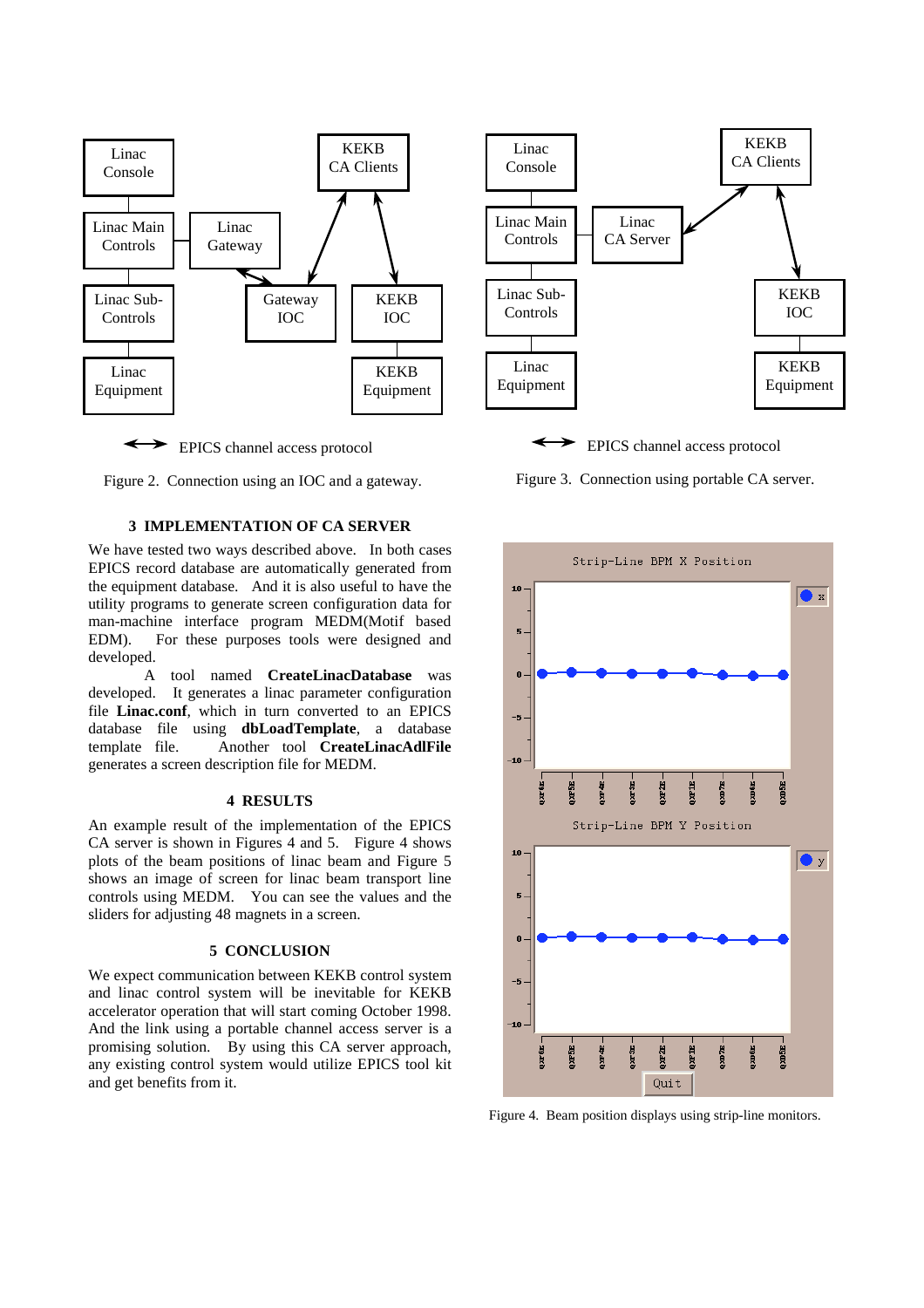Figure 2. Connection using an IOC and a gateway.

Figure 3. Connection using portable CA server.

## 3 IMPLEMENTATION OF CA SERVER

We have tested two ways described above. In both cases EPICS record database are automatically generated from the equipment database. And it is also useful to have the utility programs to generate screen configuration data for man-machine interface program MEDM(Motif based EDM). For these purposes tools were designed and developed.

A tool named **CreateLinacDatabase** was developed. It generates a linac parameter configuration file **Linac.conf**, which in turn converted to an EPICS database file using **dbLoadTemplate**, a database template file. Another tool **CreateLinacAdlFile** generates a screen description file for MEDM.

## 4 RESULTS

An example result of the implementation of the EPICS CA server is shown in Figures 4 and 5. Figure 4 shows plots of the beam positions of linac beam and Figure 5 shows an image of screen for linac beam transport line controls using MEDM. You can see the values and the sliders for adjusting 48 magnets in a screen.

## 5 CONCLUSION

We expect communication between KEKB control system and linac control system will be inevitable for KEKB accelerator operation that will start coming October 1998. And the link using a portable channel access server is a promising solution. By using this CA server approach, any existing control system would utilize EPICS tool kit and get benefits from it.

Figure 4. Beam position displays using strip-line monitors.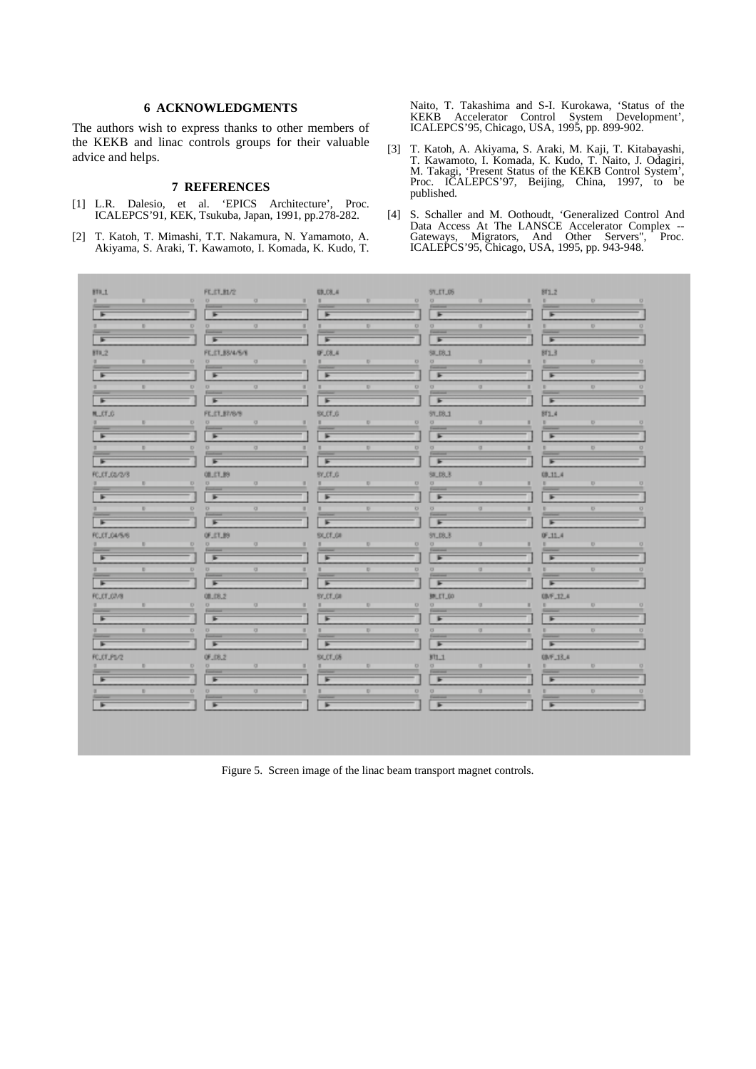## 6 ACKNOWLEDGMENTS

The authors wish to express thanks to other members of the KEKB and linac controls groups for their valuable advice and helps.

## 7 REFERENCES

[1] L.R. Dalesio, et al. 'EPICS Architecture', Proc. ICALEPCS'91, KEK, Tsukuba, Japan, 1991, pp.278-282.

[2] T. Katoh, T. Mimashi, T.T. Nakamura, N. Yamamoto, A. Akiyama, S. Araki, T. Kawamoto, I. Komada, K. Kudo, T. Naito, T. Takashima and S-I. Kurokawa, 'Status of the KEKB Accelerator Control System Development', ICALEPCS'95, Chicago, USA, 1995, pp. 899-902.

[3] T. Katoh, A. Akiyama, S. Araki, M. Kaji, T. Kitabayashi, T. Kawamoto, I. Komada, K. Kudo, T. Naito, J. Odagiri, M. Takagi, 'Present Status of the KEKB Control System', Proc. ICALEPCS'97, Beijing, China, 1997, to be published.

[4] S. Schaller and M. Oothoudt, 'Generalized Control And Data Access At The LANSCE Accelerator Complex -- Gateways, Migrators, And Other Servers", Proc. ICALEPCS'95, Chicago, USA, 1995, pp. 943-948.

Figure 5. Screen image of the linac beam transport magnet controls.